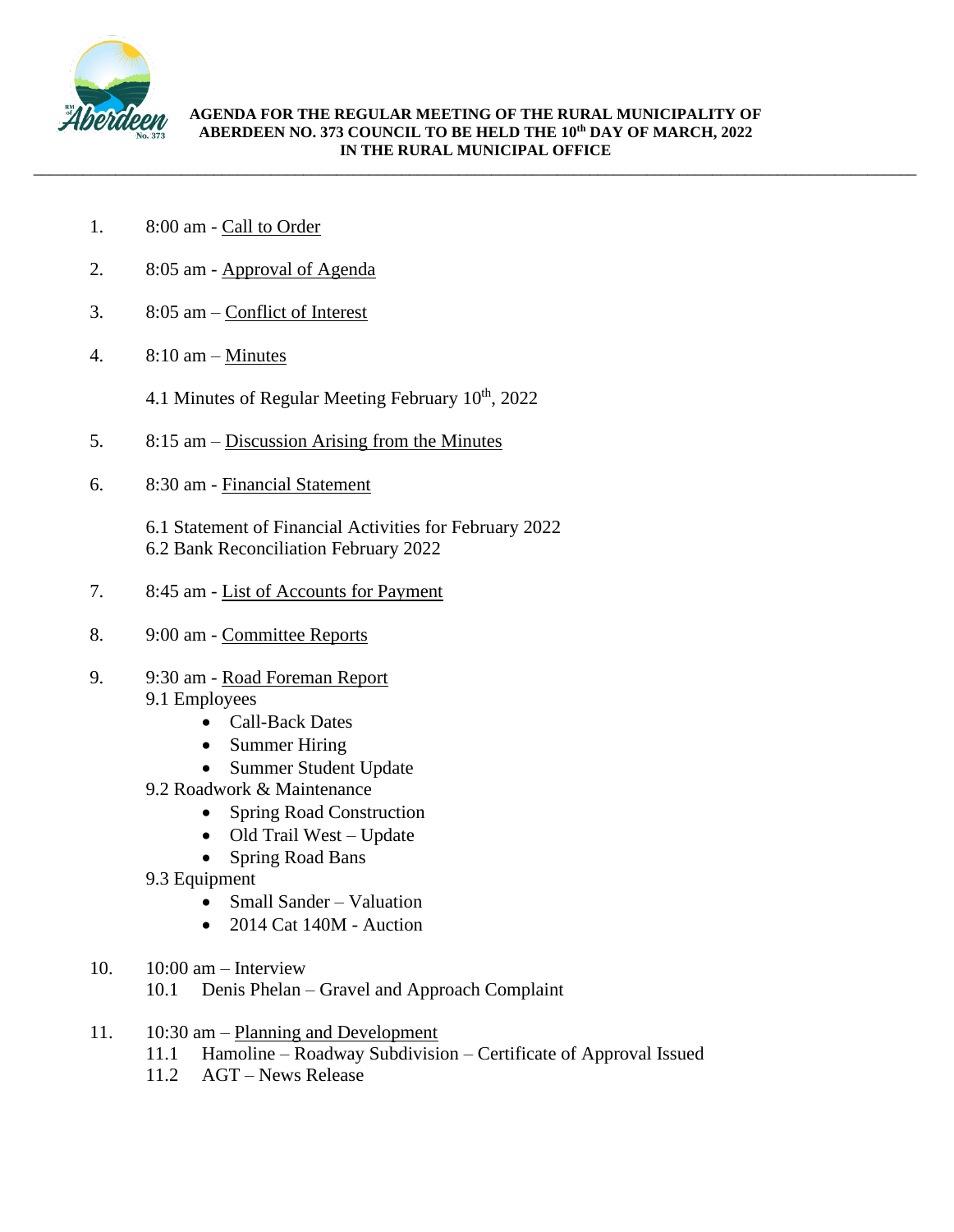**AGENDA FOR THE REGULAR MEETING OF THE RURAL MUNICIPALITY OF ABERDEEN NO. 373 COUNCIL TO BE HELD THE 10th DAY OF MARCH, 2022 IN THE RURAL MUNICIPAL OFFICE**

---

1. 8:00 am - Call to Order

2. 8:05 am - Approval of Agenda

3. 8:05 am – Conflict of Interest

4. 8:10 am – Minutes

   4.1 Minutes of Regular Meeting February 10th, 2022

5. 8:15 am – Discussion Arising from the Minutes

6. 8:30 am - Financial Statement

   6.1 Statement of Financial Activities for February 2022
   6.2 Bank Reconciliation February 2022

7. 8:45 am - List of Accounts for Payment

8. 9:00 am - Committee Reports

9. 9:30 am - Road Foreman Report
   9.1 Employees
   - Call-Back Dates
   - Summer Hiring
   - Summer Student Update

   9.2 Roadwork & Maintenance
   - Spring Road Construction
   - Old Trail West – Update
   - Spring Road Bans

   9.3 Equipment
   - Small Sander – Valuation
   - 2014 Cat 140M - Auction

10. 10:00 am – Interview
    10.1 Denis Phelan – Gravel and Approach Complaint

11. 10:30 am – Planning and Development
    11.1 Hamoline – Roadway Subdivision – Certificate of Approval Issued
    11.2 AGT – News Release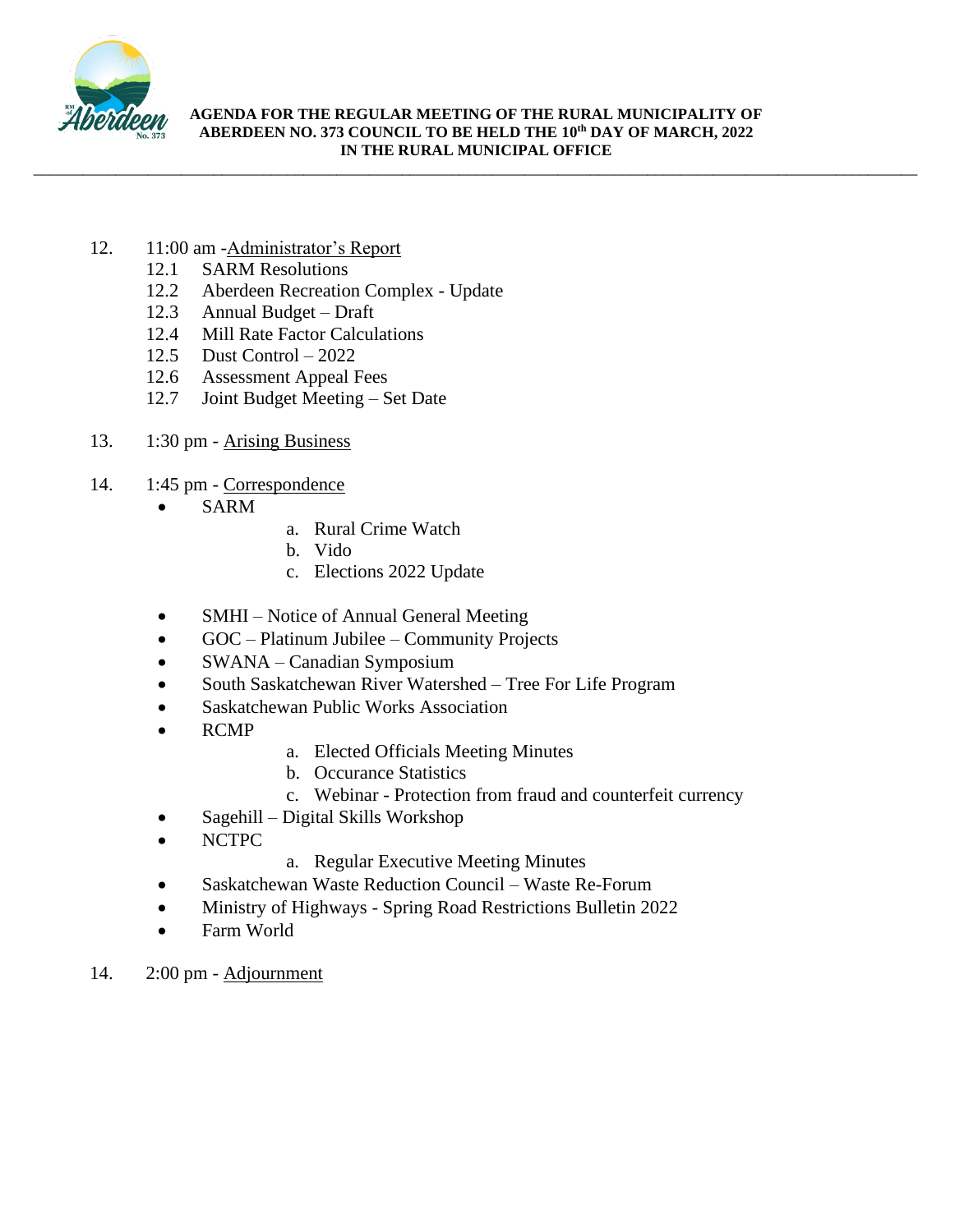**AGENDA FOR THE REGULAR MEETING OF THE RURAL MUNICIPALITY OF ABERDEEN NO. 373 COUNCIL TO BE HELD THE 10th DAY OF MARCH, 2022 IN THE RURAL MUNICIPAL OFFICE**

12. 11:00 am - Administrator's Report
    - 12.1 SARM Resolutions
    - 12.2 Aberdeen Recreation Complex - Update
    - 12.3 Annual Budget – Draft
    - 12.4 Mill Rate Factor Calculations
    - 12.5 Dust Control – 2022
    - 12.6 Assessment Appeal Fees
    - 12.7 Joint Budget Meeting – Set Date

13. 1:30 pm - Arising Business

14. 1:45 pm - Correspondence
    - SARM
        - a. Rural Crime Watch
        - b. Vido
        - c. Elections 2022 Update
    - SMHI – Notice of Annual General Meeting
    - GOC – Platinum Jubilee – Community Projects
    - SWANA – Canadian Symposium
    - South Saskatchewan River Watershed – Tree For Life Program
    - Saskatchewan Public Works Association
    - RCMP
        - a. Elected Officials Meeting Minutes
        - b. Occurance Statistics
        - c. Webinar - Protection from fraud and counterfeit currency
    - Sagehill – Digital Skills Workshop
    - NCTPC
        - a. Regular Executive Meeting Minutes
    - Saskatchewan Waste Reduction Council – Waste Re-Forum
    - Ministry of Highways - Spring Road Restrictions Bulletin 2022
    - Farm World

14. 2:00 pm - Adjournment